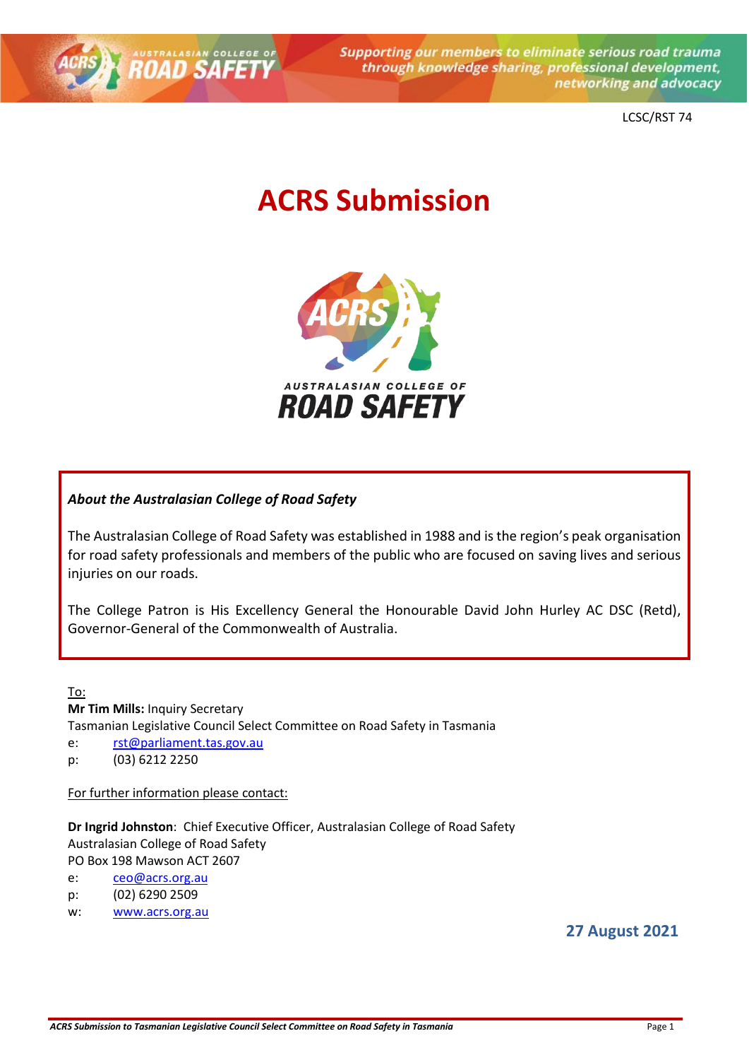LCSC/RST 74

# ACRS Submission

***About the Australasian College of Road Safety***

The Australasian College of Road Safety was established in 1988 and is the region's peak organisation for road safety professionals and members of the public who are focused on saving lives and serious injuries on our roads.

The College Patron is His Excellency General the Honourable David John Hurley AC DSC (Retd), Governor-General of the Commonwealth of Australia.

To:
**Mr Tim Mills:** Inquiry Secretary
Tasmanian Legislative Council Select Committee on Road Safety in Tasmania
e: rst@parliament.tas.gov.au
p: (03) 6212 2250

For further information please contact:

**Dr Ingrid Johnston**: Chief Executive Officer, Australasian College of Road Safety
Australasian College of Road Safety
PO Box 198 Mawson ACT 2607
e: ceo@acrs.org.au
p: (02) 6290 2509
w: www.acrs.org.au

**27 August 2021**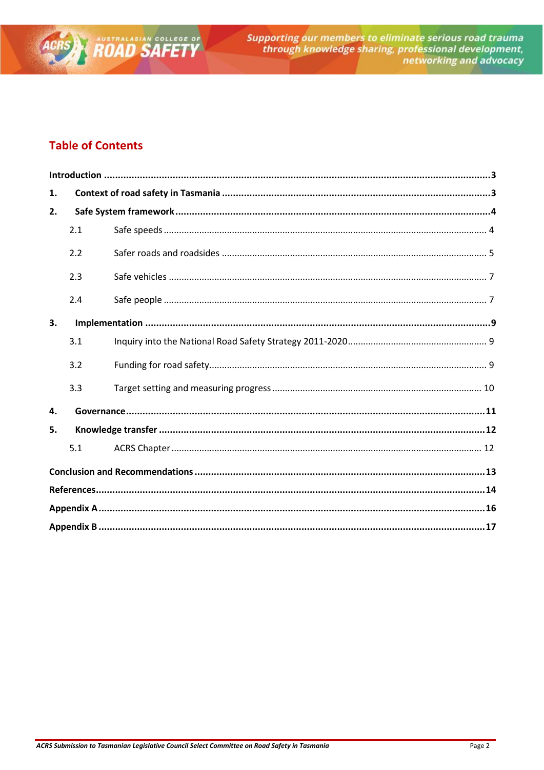## Table of Contents

**Introduction** ........................................................ **3**

**1. Context of road safety in Tasmania** ........................................................ **3**

**2. Safe System framework** ........................................................ **4**

- 2.1 Safe speeds ........................................................ 4
- 2.2 Safer roads and roadsides ........................................................ 5
- 2.3 Safe vehicles ........................................................ 7
- 2.4 Safe people ........................................................ 7

**3. Implementation** ........................................................ **9**

- 3.1 Inquiry into the National Road Safety Strategy 2011-2020 ........................................................ 9
- 3.2 Funding for road safety ........................................................ 9
- 3.3 Target setting and measuring progress ........................................................ 10

**4. Governance** ........................................................ **11**

**5. Knowledge transfer** ........................................................ **12**

- 5.1 ACRS Chapter ........................................................ 12

**Conclusion and Recommendations** ........................................................ **13**

**References** ........................................................ **14**

**Appendix A** ........................................................ **16**

**Appendix B** ........................................................ **17**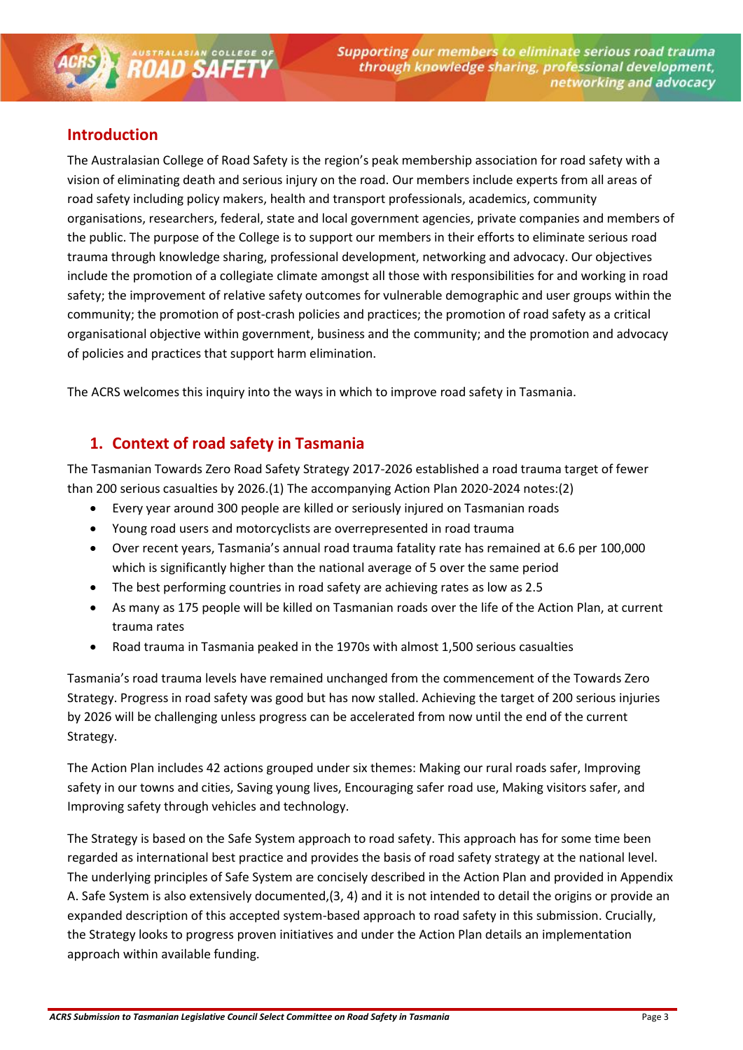## Introduction

The Australasian College of Road Safety is the region's peak membership association for road safety with a vision of eliminating death and serious injury on the road. Our members include experts from all areas of road safety including policy makers, health and transport professionals, academics, community organisations, researchers, federal, state and local government agencies, private companies and members of the public. The purpose of the College is to support our members in their efforts to eliminate serious road trauma through knowledge sharing, professional development, networking and advocacy. Our objectives include the promotion of a collegiate climate amongst all those with responsibilities for and working in road safety; the improvement of relative safety outcomes for vulnerable demographic and user groups within the community; the promotion of post-crash policies and practices; the promotion of road safety as a critical organisational objective within government, business and the community; and the promotion and advocacy of policies and practices that support harm elimination.

The ACRS welcomes this inquiry into the ways in which to improve road safety in Tasmania.

## 1. Context of road safety in Tasmania

The Tasmanian Towards Zero Road Safety Strategy 2017-2026 established a road trauma target of fewer than 200 serious casualties by 2026.(1) The accompanying Action Plan 2020-2024 notes:(2)

- Every year around 300 people are killed or seriously injured on Tasmanian roads
- Young road users and motorcyclists are overrepresented in road trauma
- Over recent years, Tasmania's annual road trauma fatality rate has remained at 6.6 per 100,000 which is significantly higher than the national average of 5 over the same period
- The best performing countries in road safety are achieving rates as low as 2.5
- As many as 175 people will be killed on Tasmanian roads over the life of the Action Plan, at current trauma rates
- Road trauma in Tasmania peaked in the 1970s with almost 1,500 serious casualties

Tasmania's road trauma levels have remained unchanged from the commencement of the Towards Zero Strategy. Progress in road safety was good but has now stalled. Achieving the target of 200 serious injuries by 2026 will be challenging unless progress can be accelerated from now until the end of the current Strategy.

The Action Plan includes 42 actions grouped under six themes: Making our rural roads safer, Improving safety in our towns and cities, Saving young lives, Encouraging safer road use, Making visitors safer, and Improving safety through vehicles and technology.

The Strategy is based on the Safe System approach to road safety. This approach has for some time been regarded as international best practice and provides the basis of road safety strategy at the national level. The underlying principles of Safe System are concisely described in the Action Plan and provided in Appendix A. Safe System is also extensively documented,(3, 4) and it is not intended to detail the origins or provide an expanded description of this accepted system-based approach to road safety in this submission. Crucially, the Strategy looks to progress proven initiatives and under the Action Plan details an implementation approach within available funding.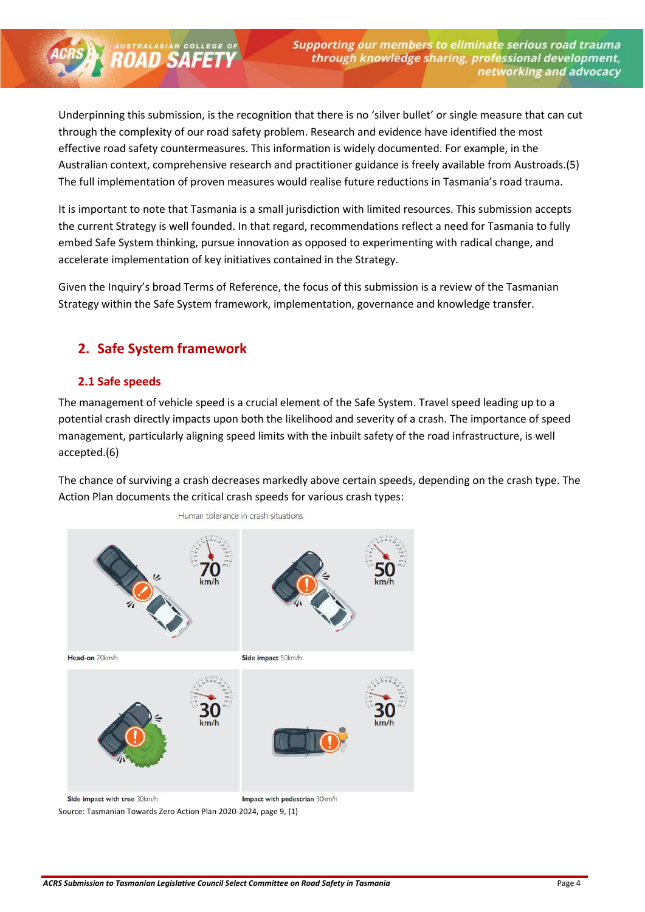Underpinning this submission, is the recognition that there is no 'silver bullet' or single measure that can cut through the complexity of our road safety problem. Research and evidence have identified the most effective road safety countermeasures. This information is widely documented. For example, in the Australian context, comprehensive research and practitioner guidance is freely available from Austroads.(5) The full implementation of proven measures would realise future reductions in Tasmania's road trauma.

It is important to note that Tasmania is a small jurisdiction with limited resources. This submission accepts the current Strategy is well founded. In that regard, recommendations reflect a need for Tasmania to fully embed Safe System thinking, pursue innovation as opposed to experimenting with radical change, and accelerate implementation of key initiatives contained in the Strategy.

Given the Inquiry's broad Terms of Reference, the focus of this submission is a review of the Tasmanian Strategy within the Safe System framework, implementation, governance and knowledge transfer.

## 2. Safe System framework

### 2.1 Safe speeds

The management of vehicle speed is a crucial element of the Safe System. Travel speed leading up to a potential crash directly impacts upon both the likelihood and severity of a crash. The importance of speed management, particularly aligning speed limits with the inbuilt safety of the road infrastructure, is well accepted.(6)

The chance of surviving a crash decreases markedly above certain speeds, depending on the crash type. The Action Plan documents the critical crash speeds for various crash types:

Human tolerance in crash situations

**Head-on** 70km/h

**Side impact** 50km/h

**Side impact with tree** 30km/h

**Impact with pedestrian** 30km/h

Source: Tasmanian Towards Zero Action Plan 2020-2024, page 9, (1)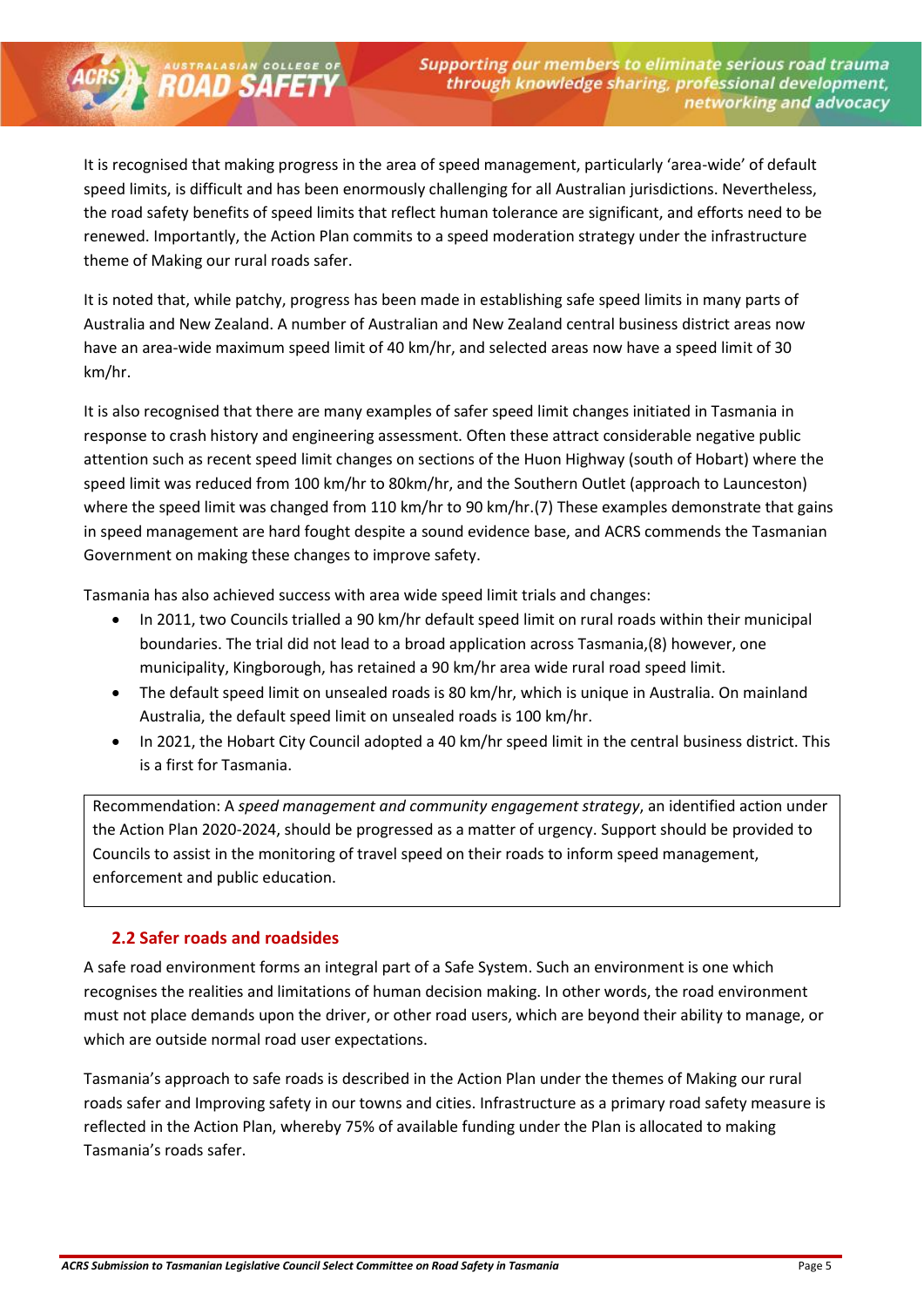It is recognised that making progress in the area of speed management, particularly 'area-wide' of default speed limits, is difficult and has been enormously challenging for all Australian jurisdictions. Nevertheless, the road safety benefits of speed limits that reflect human tolerance are significant, and efforts need to be renewed. Importantly, the Action Plan commits to a speed moderation strategy under the infrastructure theme of Making our rural roads safer.

It is noted that, while patchy, progress has been made in establishing safe speed limits in many parts of Australia and New Zealand. A number of Australian and New Zealand central business district areas now have an area-wide maximum speed limit of 40 km/hr, and selected areas now have a speed limit of 30 km/hr.

It is also recognised that there are many examples of safer speed limit changes initiated in Tasmania in response to crash history and engineering assessment. Often these attract considerable negative public attention such as recent speed limit changes on sections of the Huon Highway (south of Hobart) where the speed limit was reduced from 100 km/hr to 80km/hr, and the Southern Outlet (approach to Launceston) where the speed limit was changed from 110 km/hr to 90 km/hr.(7) These examples demonstrate that gains in speed management are hard fought despite a sound evidence base, and ACRS commends the Tasmanian Government on making these changes to improve safety.

Tasmania has also achieved success with area wide speed limit trials and changes:

- In 2011, two Councils trialled a 90 km/hr default speed limit on rural roads within their municipal boundaries. The trial did not lead to a broad application across Tasmania,(8) however, one municipality, Kingborough, has retained a 90 km/hr area wide rural road speed limit.
- The default speed limit on unsealed roads is 80 km/hr, which is unique in Australia. On mainland Australia, the default speed limit on unsealed roads is 100 km/hr.
- In 2021, the Hobart City Council adopted a 40 km/hr speed limit in the central business district. This is a first for Tasmania.

> Recommendation: A *speed management and community engagement strategy*, an identified action under the Action Plan 2020-2024, should be progressed as a matter of urgency. Support should be provided to Councils to assist in the monitoring of travel speed on their roads to inform speed management, enforcement and public education.

## 2.2 Safer roads and roadsides

A safe road environment forms an integral part of a Safe System. Such an environment is one which recognises the realities and limitations of human decision making. In other words, the road environment must not place demands upon the driver, or other road users, which are beyond their ability to manage, or which are outside normal road user expectations.

Tasmania's approach to safe roads is described in the Action Plan under the themes of Making our rural roads safer and Improving safety in our towns and cities. Infrastructure as a primary road safety measure is reflected in the Action Plan, whereby 75% of available funding under the Plan is allocated to making Tasmania's roads safer.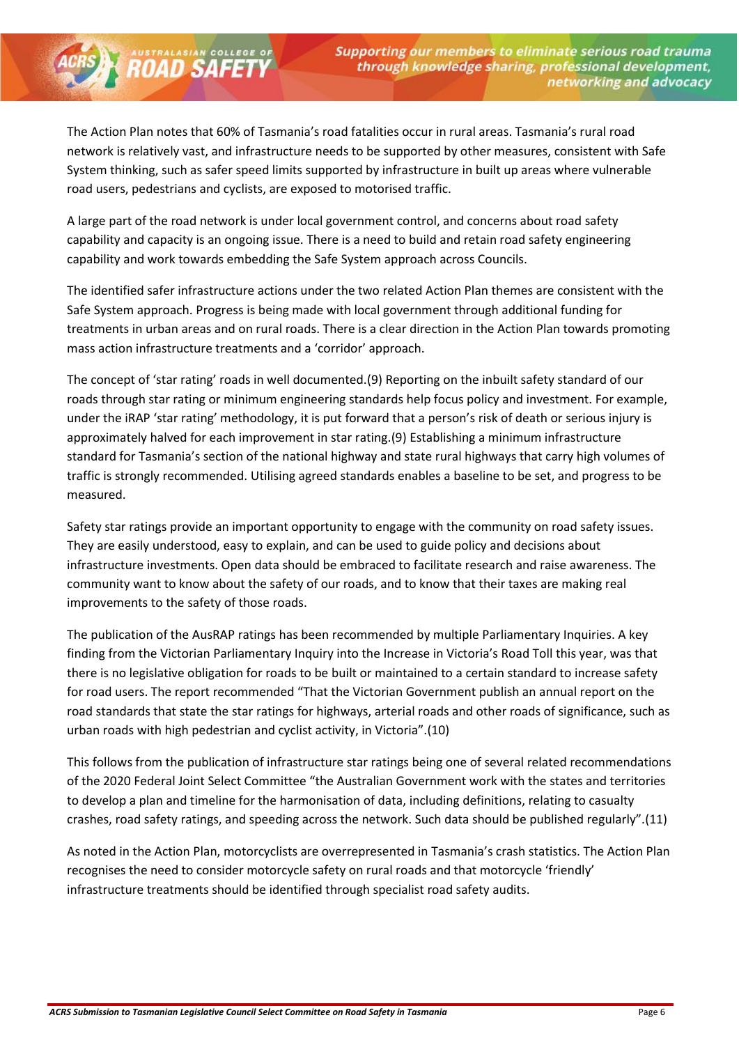The Action Plan notes that 60% of Tasmania's road fatalities occur in rural areas. Tasmania's rural road network is relatively vast, and infrastructure needs to be supported by other measures, consistent with Safe System thinking, such as safer speed limits supported by infrastructure in built up areas where vulnerable road users, pedestrians and cyclists, are exposed to motorised traffic.

A large part of the road network is under local government control, and concerns about road safety capability and capacity is an ongoing issue. There is a need to build and retain road safety engineering capability and work towards embedding the Safe System approach across Councils.

The identified safer infrastructure actions under the two related Action Plan themes are consistent with the Safe System approach. Progress is being made with local government through additional funding for treatments in urban areas and on rural roads. There is a clear direction in the Action Plan towards promoting mass action infrastructure treatments and a 'corridor' approach.

The concept of 'star rating' roads in well documented.(9) Reporting on the inbuilt safety standard of our roads through star rating or minimum engineering standards help focus policy and investment. For example, under the iRAP 'star rating' methodology, it is put forward that a person's risk of death or serious injury is approximately halved for each improvement in star rating.(9) Establishing a minimum infrastructure standard for Tasmania's section of the national highway and state rural highways that carry high volumes of traffic is strongly recommended. Utilising agreed standards enables a baseline to be set, and progress to be measured.

Safety star ratings provide an important opportunity to engage with the community on road safety issues. They are easily understood, easy to explain, and can be used to guide policy and decisions about infrastructure investments. Open data should be embraced to facilitate research and raise awareness. The community want to know about the safety of our roads, and to know that their taxes are making real improvements to the safety of those roads.

The publication of the AusRAP ratings has been recommended by multiple Parliamentary Inquiries. A key finding from the Victorian Parliamentary Inquiry into the Increase in Victoria's Road Toll this year, was that there is no legislative obligation for roads to be built or maintained to a certain standard to increase safety for road users. The report recommended "That the Victorian Government publish an annual report on the road standards that state the star ratings for highways, arterial roads and other roads of significance, such as urban roads with high pedestrian and cyclist activity, in Victoria".(10)

This follows from the publication of infrastructure star ratings being one of several related recommendations of the 2020 Federal Joint Select Committee "the Australian Government work with the states and territories to develop a plan and timeline for the harmonisation of data, including definitions, relating to casualty crashes, road safety ratings, and speeding across the network. Such data should be published regularly".(11)

As noted in the Action Plan, motorcyclists are overrepresented in Tasmania's crash statistics. The Action Plan recognises the need to consider motorcycle safety on rural roads and that motorcycle 'friendly' infrastructure treatments should be identified through specialist road safety audits.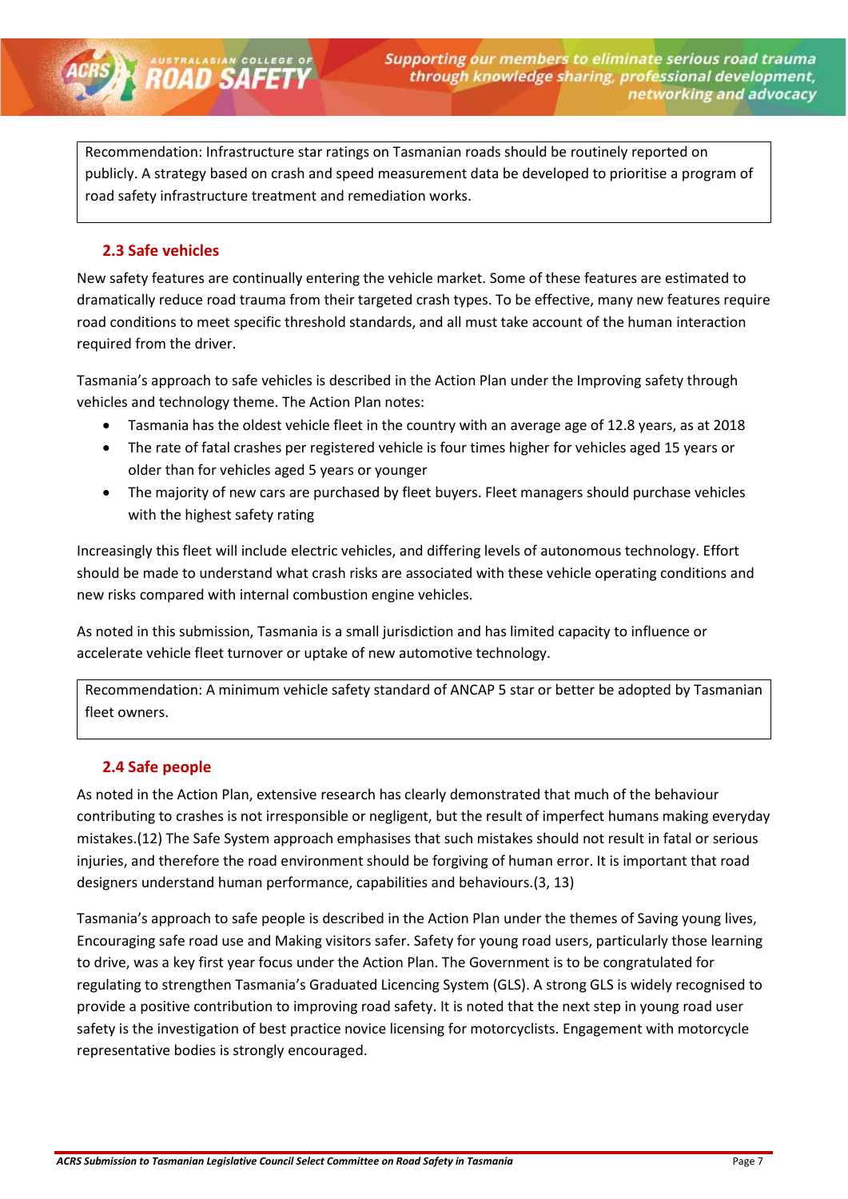Recommendation: Infrastructure star ratings on Tasmanian roads should be routinely reported on publicly. A strategy based on crash and speed measurement data be developed to prioritise a program of road safety infrastructure treatment and remediation works.

## 2.3 Safe vehicles

New safety features are continually entering the vehicle market. Some of these features are estimated to dramatically reduce road trauma from their targeted crash types. To be effective, many new features require road conditions to meet specific threshold standards, and all must take account of the human interaction required from the driver.

Tasmania's approach to safe vehicles is described in the Action Plan under the Improving safety through vehicles and technology theme. The Action Plan notes:

- Tasmania has the oldest vehicle fleet in the country with an average age of 12.8 years, as at 2018
- The rate of fatal crashes per registered vehicle is four times higher for vehicles aged 15 years or older than for vehicles aged 5 years or younger
- The majority of new cars are purchased by fleet buyers. Fleet managers should purchase vehicles with the highest safety rating

Increasingly this fleet will include electric vehicles, and differing levels of autonomous technology. Effort should be made to understand what crash risks are associated with these vehicle operating conditions and new risks compared with internal combustion engine vehicles.

As noted in this submission, Tasmania is a small jurisdiction and has limited capacity to influence or accelerate vehicle fleet turnover or uptake of new automotive technology.

Recommendation: A minimum vehicle safety standard of ANCAP 5 star or better be adopted by Tasmanian fleet owners.

## 2.4 Safe people

As noted in the Action Plan, extensive research has clearly demonstrated that much of the behaviour contributing to crashes is not irresponsible or negligent, but the result of imperfect humans making everyday mistakes.(12) The Safe System approach emphasises that such mistakes should not result in fatal or serious injuries, and therefore the road environment should be forgiving of human error. It is important that road designers understand human performance, capabilities and behaviours.(3, 13)

Tasmania's approach to safe people is described in the Action Plan under the themes of Saving young lives, Encouraging safe road use and Making visitors safer. Safety for young road users, particularly those learning to drive, was a key first year focus under the Action Plan. The Government is to be congratulated for regulating to strengthen Tasmania's Graduated Licencing System (GLS). A strong GLS is widely recognised to provide a positive contribution to improving road safety. It is noted that the next step in young road user safety is the investigation of best practice novice licensing for motorcyclists. Engagement with motorcycle representative bodies is strongly encouraged.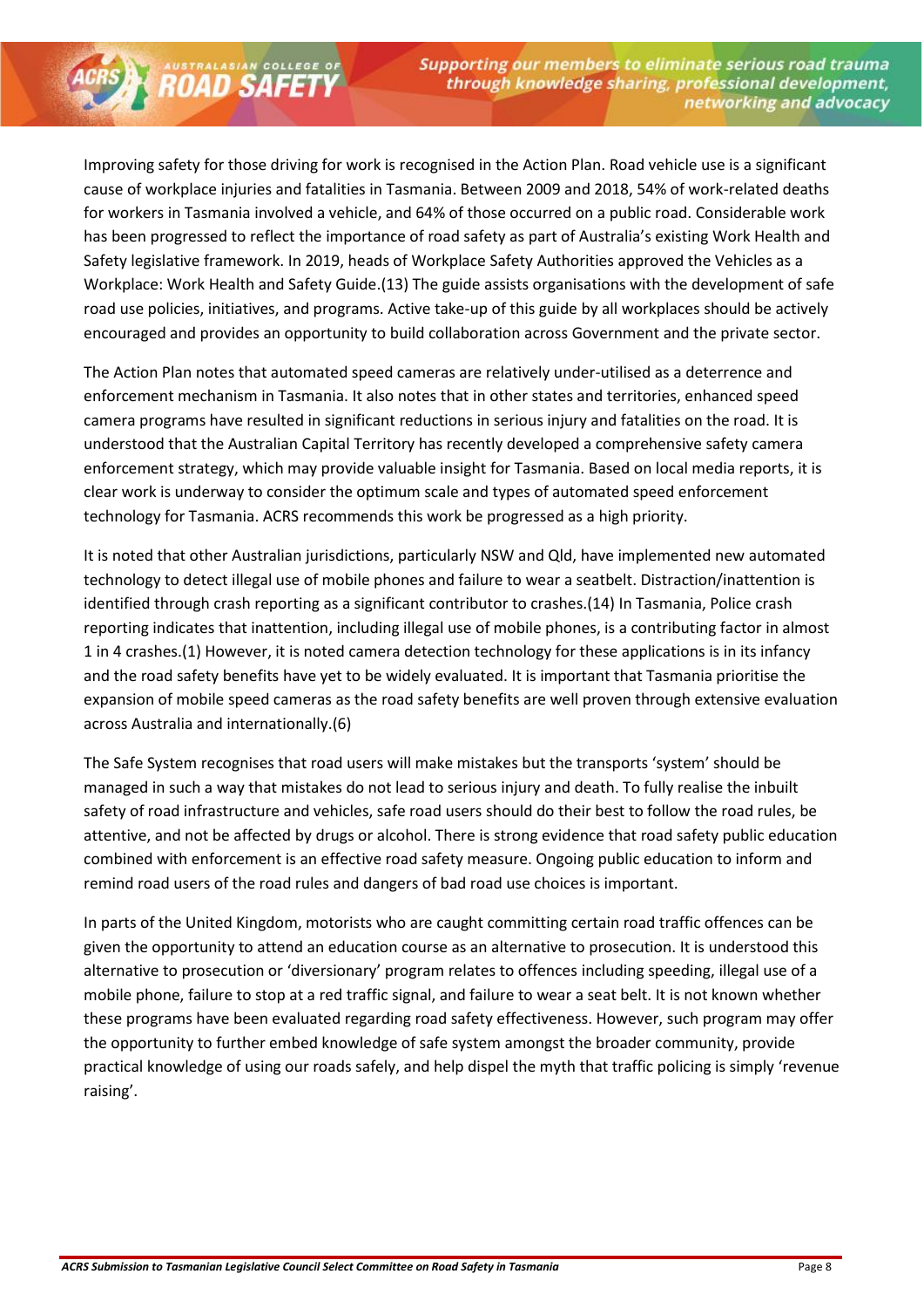Improving safety for those driving for work is recognised in the Action Plan. Road vehicle use is a significant cause of workplace injuries and fatalities in Tasmania. Between 2009 and 2018, 54% of work-related deaths for workers in Tasmania involved a vehicle, and 64% of those occurred on a public road. Considerable work has been progressed to reflect the importance of road safety as part of Australia's existing Work Health and Safety legislative framework. In 2019, heads of Workplace Safety Authorities approved the Vehicles as a Workplace: Work Health and Safety Guide.(13) The guide assists organisations with the development of safe road use policies, initiatives, and programs. Active take-up of this guide by all workplaces should be actively encouraged and provides an opportunity to build collaboration across Government and the private sector.

The Action Plan notes that automated speed cameras are relatively under-utilised as a deterrence and enforcement mechanism in Tasmania. It also notes that in other states and territories, enhanced speed camera programs have resulted in significant reductions in serious injury and fatalities on the road. It is understood that the Australian Capital Territory has recently developed a comprehensive safety camera enforcement strategy, which may provide valuable insight for Tasmania. Based on local media reports, it is clear work is underway to consider the optimum scale and types of automated speed enforcement technology for Tasmania. ACRS recommends this work be progressed as a high priority.

It is noted that other Australian jurisdictions, particularly NSW and Qld, have implemented new automated technology to detect illegal use of mobile phones and failure to wear a seatbelt. Distraction/inattention is identified through crash reporting as a significant contributor to crashes.(14) In Tasmania, Police crash reporting indicates that inattention, including illegal use of mobile phones, is a contributing factor in almost 1 in 4 crashes.(1) However, it is noted camera detection technology for these applications is in its infancy and the road safety benefits have yet to be widely evaluated. It is important that Tasmania prioritise the expansion of mobile speed cameras as the road safety benefits are well proven through extensive evaluation across Australia and internationally.(6)

The Safe System recognises that road users will make mistakes but the transports 'system' should be managed in such a way that mistakes do not lead to serious injury and death. To fully realise the inbuilt safety of road infrastructure and vehicles, safe road users should do their best to follow the road rules, be attentive, and not be affected by drugs or alcohol. There is strong evidence that road safety public education combined with enforcement is an effective road safety measure. Ongoing public education to inform and remind road users of the road rules and dangers of bad road use choices is important.

In parts of the United Kingdom, motorists who are caught committing certain road traffic offences can be given the opportunity to attend an education course as an alternative to prosecution. It is understood this alternative to prosecution or 'diversionary' program relates to offences including speeding, illegal use of a mobile phone, failure to stop at a red traffic signal, and failure to wear a seat belt. It is not known whether these programs have been evaluated regarding road safety effectiveness. However, such program may offer the opportunity to further embed knowledge of safe system amongst the broader community, provide practical knowledge of using our roads safely, and help dispel the myth that traffic policing is simply 'revenue raising'.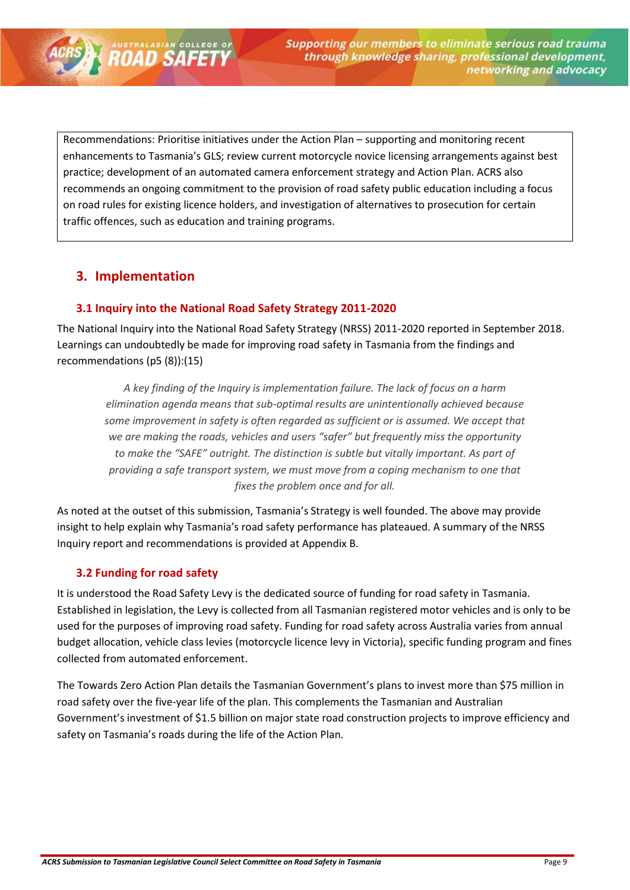Recommendations: Prioritise initiatives under the Action Plan – supporting and monitoring recent enhancements to Tasmania's GLS; review current motorcycle novice licensing arrangements against best practice; development of an automated camera enforcement strategy and Action Plan. ACRS also recommends an ongoing commitment to the provision of road safety public education including a focus on road rules for existing licence holders, and investigation of alternatives to prosecution for certain traffic offences, such as education and training programs.

## 3. Implementation

### 3.1 Inquiry into the National Road Safety Strategy 2011-2020

The National Inquiry into the National Road Safety Strategy (NRSS) 2011-2020 reported in September 2018. Learnings can undoubtedly be made for improving road safety in Tasmania from the findings and recommendations (p5 (8)):(15)

> *A key finding of the Inquiry is implementation failure. The lack of focus on a harm elimination agenda means that sub-optimal results are unintentionally achieved because some improvement in safety is often regarded as sufficient or is assumed. We accept that we are making the roads, vehicles and users "safer" but frequently miss the opportunity to make the "SAFE" outright. The distinction is subtle but vitally important. As part of providing a safe transport system, we must move from a coping mechanism to one that fixes the problem once and for all.*

As noted at the outset of this submission, Tasmania's Strategy is well founded. The above may provide insight to help explain why Tasmania's road safety performance has plateaued. A summary of the NRSS Inquiry report and recommendations is provided at Appendix B.

### 3.2 Funding for road safety

It is understood the Road Safety Levy is the dedicated source of funding for road safety in Tasmania. Established in legislation, the Levy is collected from all Tasmanian registered motor vehicles and is only to be used for the purposes of improving road safety. Funding for road safety across Australia varies from annual budget allocation, vehicle class levies (motorcycle licence levy in Victoria), specific funding program and fines collected from automated enforcement.

The Towards Zero Action Plan details the Tasmanian Government's plans to invest more than $75 million in road safety over the five-year life of the plan. This complements the Tasmanian and Australian Government's investment of $1.5 billion on major state road construction projects to improve efficiency and safety on Tasmania's roads during the life of the Action Plan.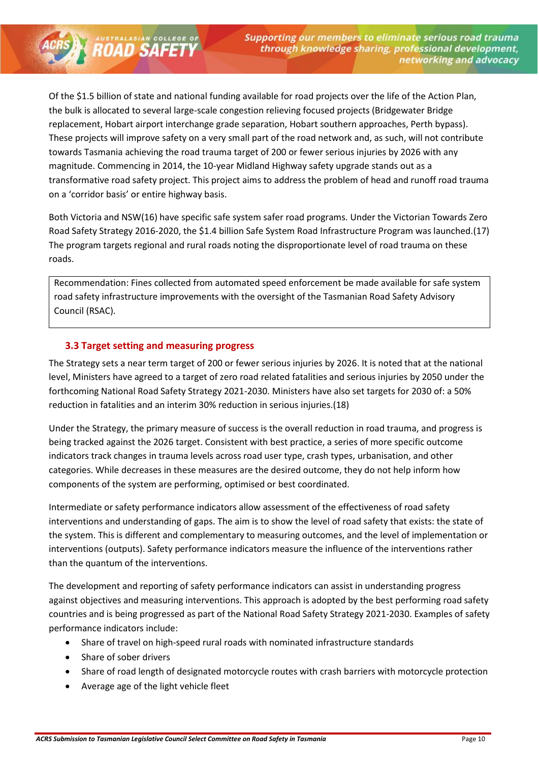Of the $1.5 billion of state and national funding available for road projects over the life of the Action Plan, the bulk is allocated to several large-scale congestion relieving focused projects (Bridgewater Bridge replacement, Hobart airport interchange grade separation, Hobart southern approaches, Perth bypass). These projects will improve safety on a very small part of the road network and, as such, will not contribute towards Tasmania achieving the road trauma target of 200 or fewer serious injuries by 2026 with any magnitude. Commencing in 2014, the 10-year Midland Highway safety upgrade stands out as a transformative road safety project. This project aims to address the problem of head and runoff road trauma on a 'corridor basis' or entire highway basis.

Both Victoria and NSW(16) have specific safe system safer road programs. Under the Victorian Towards Zero Road Safety Strategy 2016-2020, the $1.4 billion Safe System Road Infrastructure Program was launched.(17) The program targets regional and rural roads noting the disproportionate level of road trauma on these roads.

> Recommendation: Fines collected from automated speed enforcement be made available for safe system road safety infrastructure improvements with the oversight of the Tasmanian Road Safety Advisory Council (RSAC).

### 3.3 Target setting and measuring progress

The Strategy sets a near term target of 200 or fewer serious injuries by 2026. It is noted that at the national level, Ministers have agreed to a target of zero road related fatalities and serious injuries by 2050 under the forthcoming National Road Safety Strategy 2021-2030. Ministers have also set targets for 2030 of: a 50% reduction in fatalities and an interim 30% reduction in serious injuries.(18)

Under the Strategy, the primary measure of success is the overall reduction in road trauma, and progress is being tracked against the 2026 target. Consistent with best practice, a series of more specific outcome indicators track changes in trauma levels across road user type, crash types, urbanisation, and other categories. While decreases in these measures are the desired outcome, they do not help inform how components of the system are performing, optimised or best coordinated.

Intermediate or safety performance indicators allow assessment of the effectiveness of road safety interventions and understanding of gaps. The aim is to show the level of road safety that exists: the state of the system. This is different and complementary to measuring outcomes, and the level of implementation or interventions (outputs). Safety performance indicators measure the influence of the interventions rather than the quantum of the interventions.

The development and reporting of safety performance indicators can assist in understanding progress against objectives and measuring interventions. This approach is adopted by the best performing road safety countries and is being progressed as part of the National Road Safety Strategy 2021-2030. Examples of safety performance indicators include:

- Share of travel on high-speed rural roads with nominated infrastructure standards
- Share of sober drivers
- Share of road length of designated motorcycle routes with crash barriers with motorcycle protection
- Average age of the light vehicle fleet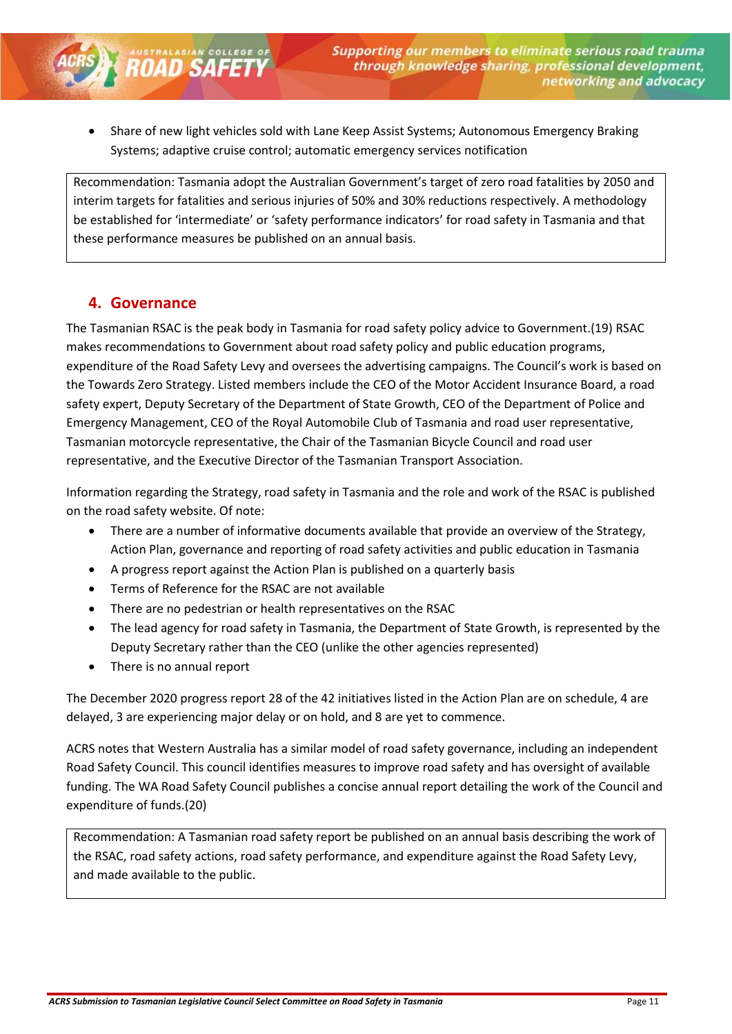- Share of new light vehicles sold with Lane Keep Assist Systems; Autonomous Emergency Braking Systems; adaptive cruise control; automatic emergency services notification

Recommendation: Tasmania adopt the Australian Government's target of zero road fatalities by 2050 and interim targets for fatalities and serious injuries of 50% and 30% reductions respectively. A methodology be established for 'intermediate' or 'safety performance indicators' for road safety in Tasmania and that these performance measures be published on an annual basis.

## 4. Governance

The Tasmanian RSAC is the peak body in Tasmania for road safety policy advice to Government.(19) RSAC makes recommendations to Government about road safety policy and public education programs, expenditure of the Road Safety Levy and oversees the advertising campaigns. The Council's work is based on the Towards Zero Strategy. Listed members include the CEO of the Motor Accident Insurance Board, a road safety expert, Deputy Secretary of the Department of State Growth, CEO of the Department of Police and Emergency Management, CEO of the Royal Automobile Club of Tasmania and road user representative, Tasmanian motorcycle representative, the Chair of the Tasmanian Bicycle Council and road user representative, and the Executive Director of the Tasmanian Transport Association.

Information regarding the Strategy, road safety in Tasmania and the role and work of the RSAC is published on the road safety website. Of note:

- There are a number of informative documents available that provide an overview of the Strategy, Action Plan, governance and reporting of road safety activities and public education in Tasmania
- A progress report against the Action Plan is published on a quarterly basis
- Terms of Reference for the RSAC are not available
- There are no pedestrian or health representatives on the RSAC
- The lead agency for road safety in Tasmania, the Department of State Growth, is represented by the Deputy Secretary rather than the CEO (unlike the other agencies represented)
- There is no annual report

The December 2020 progress report 28 of the 42 initiatives listed in the Action Plan are on schedule, 4 are delayed, 3 are experiencing major delay or on hold, and 8 are yet to commence.

ACRS notes that Western Australia has a similar model of road safety governance, including an independent Road Safety Council. This council identifies measures to improve road safety and has oversight of available funding. The WA Road Safety Council publishes a concise annual report detailing the work of the Council and expenditure of funds.(20)

Recommendation: A Tasmanian road safety report be published on an annual basis describing the work of the RSAC, road safety actions, road safety performance, and expenditure against the Road Safety Levy, and made available to the public.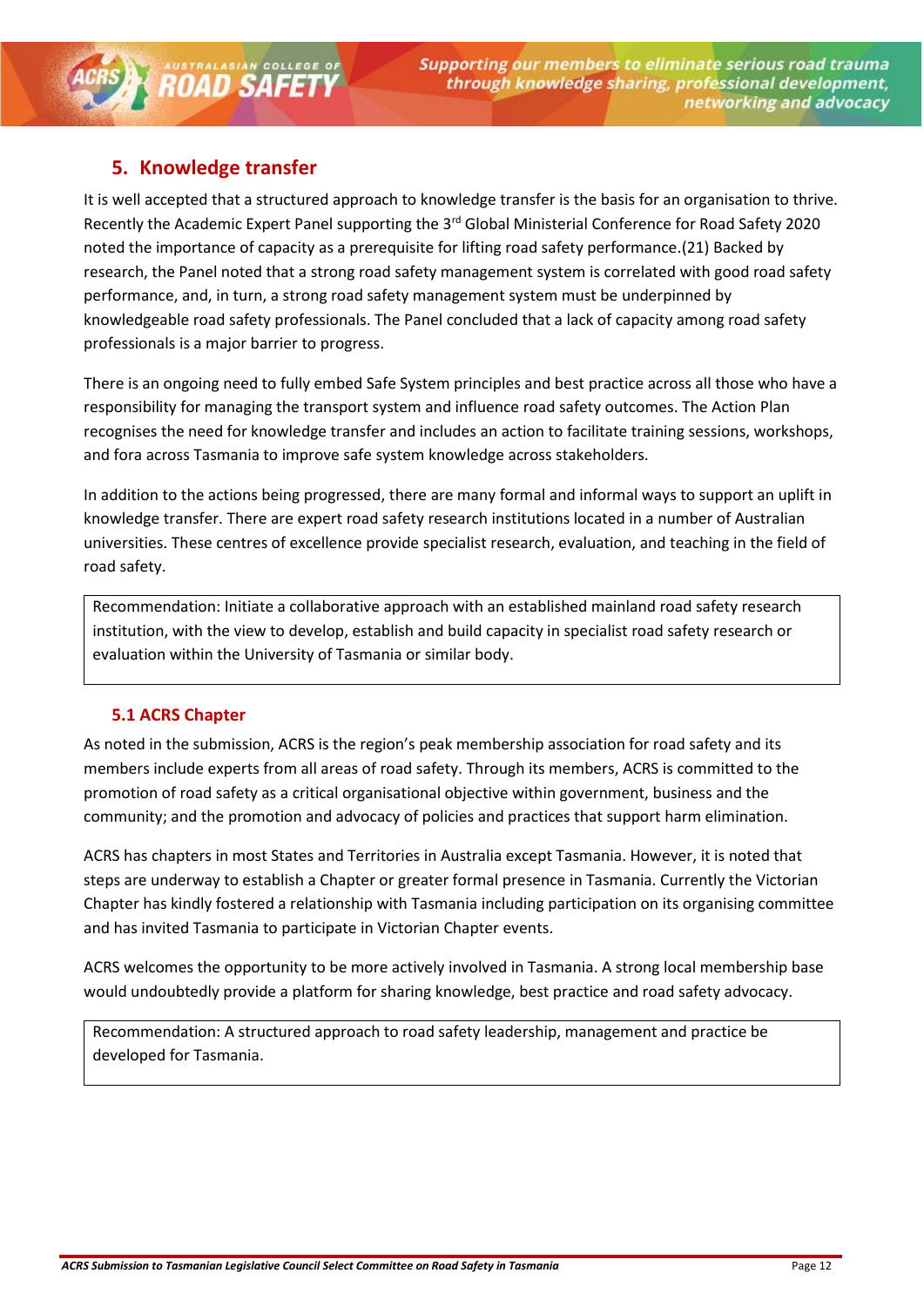## 5. Knowledge transfer

It is well accepted that a structured approach to knowledge transfer is the basis for an organisation to thrive. Recently the Academic Expert Panel supporting the 3rd Global Ministerial Conference for Road Safety 2020 noted the importance of capacity as a prerequisite for lifting road safety performance.(21) Backed by research, the Panel noted that a strong road safety management system is correlated with good road safety performance, and, in turn, a strong road safety management system must be underpinned by knowledgeable road safety professionals. The Panel concluded that a lack of capacity among road safety professionals is a major barrier to progress.

There is an ongoing need to fully embed Safe System principles and best practice across all those who have a responsibility for managing the transport system and influence road safety outcomes. The Action Plan recognises the need for knowledge transfer and includes an action to facilitate training sessions, workshops, and fora across Tasmania to improve safe system knowledge across stakeholders.

In addition to the actions being progressed, there are many formal and informal ways to support an uplift in knowledge transfer. There are expert road safety research institutions located in a number of Australian universities. These centres of excellence provide specialist research, evaluation, and teaching in the field of road safety.

> Recommendation: Initiate a collaborative approach with an established mainland road safety research institution, with the view to develop, establish and build capacity in specialist road safety research or evaluation within the University of Tasmania or similar body.

### 5.1 ACRS Chapter

As noted in the submission, ACRS is the region's peak membership association for road safety and its members include experts from all areas of road safety. Through its members, ACRS is committed to the promotion of road safety as a critical organisational objective within government, business and the community; and the promotion and advocacy of policies and practices that support harm elimination.

ACRS has chapters in most States and Territories in Australia except Tasmania. However, it is noted that steps are underway to establish a Chapter or greater formal presence in Tasmania. Currently the Victorian Chapter has kindly fostered a relationship with Tasmania including participation on its organising committee and has invited Tasmania to participate in Victorian Chapter events.

ACRS welcomes the opportunity to be more actively involved in Tasmania. A strong local membership base would undoubtedly provide a platform for sharing knowledge, best practice and road safety advocacy.

> Recommendation: A structured approach to road safety leadership, management and practice be developed for Tasmania.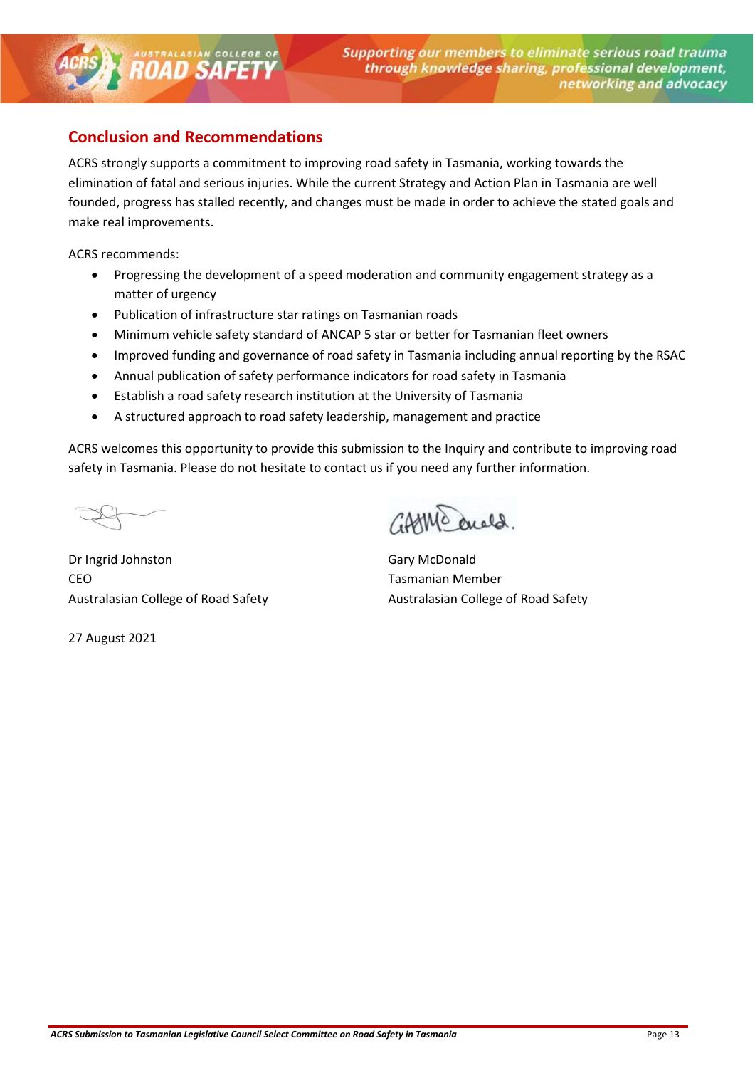## Conclusion and Recommendations

ACRS strongly supports a commitment to improving road safety in Tasmania, working towards the elimination of fatal and serious injuries. While the current Strategy and Action Plan in Tasmania are well founded, progress has stalled recently, and changes must be made in order to achieve the stated goals and make real improvements.

ACRS recommends:

- Progressing the development of a speed moderation and community engagement strategy as a matter of urgency
- Publication of infrastructure star ratings on Tasmanian roads
- Minimum vehicle safety standard of ANCAP 5 star or better for Tasmanian fleet owners
- Improved funding and governance of road safety in Tasmania including annual reporting by the RSAC
- Annual publication of safety performance indicators for road safety in Tasmania
- Establish a road safety research institution at the University of Tasmania
- A structured approach to road safety leadership, management and practice

ACRS welcomes this opportunity to provide this submission to the Inquiry and contribute to improving road safety in Tasmania. Please do not hesitate to contact us if you need any further information.

Dr Ingrid Johnston
CEO
Australasian College of Road Safety

Gary McDonald
Tasmanian Member
Australasian College of Road Safety

27 August 2021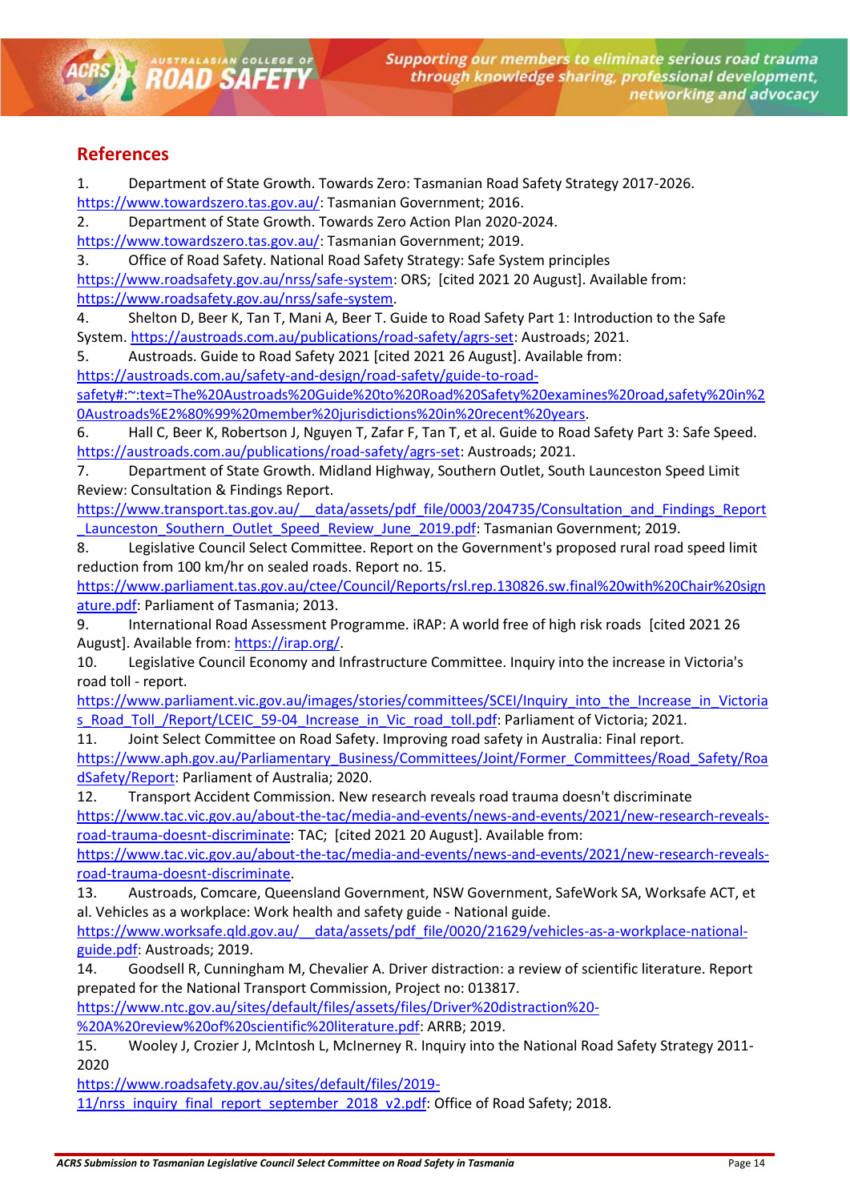## References

1. Department of State Growth. Towards Zero: Tasmanian Road Safety Strategy 2017-2026. https://www.towardszero.tas.gov.au/: Tasmanian Government; 2016.
2. Department of State Growth. Towards Zero Action Plan 2020-2024. https://www.towardszero.tas.gov.au/: Tasmanian Government; 2019.
3. Office of Road Safety. National Road Safety Strategy: Safe System principles https://www.roadsafety.gov.au/nrss/safe-system: ORS; [cited 2021 20 August]. Available from: https://www.roadsafety.gov.au/nrss/safe-system.
4. Shelton D, Beer K, Tan T, Mani A, Beer T. Guide to Road Safety Part 1: Introduction to the Safe System. https://austroads.com.au/publications/road-safety/agrs-set: Austroads; 2021.
5. Austroads. Guide to Road Safety 2021 [cited 2021 26 August]. Available from: https://austroads.com.au/safety-and-design/road-safety/guide-to-road-safety#:~:text=The%20Austroads%20Guide%20to%20Road%20Safety%20examines%20road,safety%20in%20Austroads%E2%80%99%20member%20jurisdictions%20in%20recent%20years.
6. Hall C, Beer K, Robertson J, Nguyen T, Zafar F, Tan T, et al. Guide to Road Safety Part 3: Safe Speed. https://austroads.com.au/publications/road-safety/agrs-set: Austroads; 2021.
7. Department of State Growth. Midland Highway, Southern Outlet, South Launceston Speed Limit Review: Consultation & Findings Report. https://www.transport.tas.gov.au/__data/assets/pdf_file/0003/204735/Consultation_and_Findings_Report_Launceston_Southern_Outlet_Speed_Review_June_2019.pdf: Tasmanian Government; 2019.
8. Legislative Council Select Committee. Report on the Government's proposed rural road speed limit reduction from 100 km/hr on sealed roads. Report no. 15. https://www.parliament.tas.gov.au/ctee/Council/Reports/rsl.rep.130826.sw.final%20with%20Chair%20signature.pdf: Parliament of Tasmania; 2013.
9. International Road Assessment Programme. iRAP: A world free of high risk roads [cited 2021 26 August]. Available from: https://irap.org/.
10. Legislative Council Economy and Infrastructure Committee. Inquiry into the increase in Victoria's road toll - report. https://www.parliament.vic.gov.au/images/stories/committees/SCEI/Inquiry_into_the_Increase_in_Victorias_Road_Toll_/Report/LCEIC_59-04__Increase_in_Vic_road_toll.pdf: Parliament of Victoria; 2021.
11. Joint Select Committee on Road Safety. Improving road safety in Australia: Final report. https://www.aph.gov.au/Parliamentary_Business/Committees/Joint/Former_Committees/Road_Safety/RoadSafety/Report: Parliament of Australia; 2020.
12. Transport Accident Commission. New research reveals road trauma doesn't discriminate https://www.tac.vic.gov.au/about-the-tac/media-and-events/news-and-events/2021/new-research-reveals-road-trauma-doesnt-discriminate: TAC; [cited 2021 20 August]. Available from: https://www.tac.vic.gov.au/about-the-tac/media-and-events/news-and-events/2021/new-research-reveals-road-trauma-doesnt-discriminate.
13. Austroads, Comcare, Queensland Government, NSW Government, SafeWork SA, Worksafe ACT, et al. Vehicles as a workplace: Work health and safety guide - National guide. https://www.worksafe.qld.gov.au/__data/assets/pdf_file/0020/21629/vehicles-as-a-workplace-national-guide.pdf: Austroads; 2019.
14. Goodsell R, Cunningham M, Chevalier A. Driver distraction: a review of scientific literature. Report prepated for the National Transport Commission, Project no: 013817. https://www.ntc.gov.au/sites/default/files/assets/files/Driver%20distraction%20-%20A%20review%20of%20scientific%20literature.pdf: ARRB; 2019.
15. Wooley J, Crozier J, McIntosh L, McInerney R. Inquiry into the National Road Safety Strategy 2011-2020 https://www.roadsafety.gov.au/sites/default/files/2019-11/nrss_inquiry_final_report_september_2018_v2.pdf: Office of Road Safety; 2018.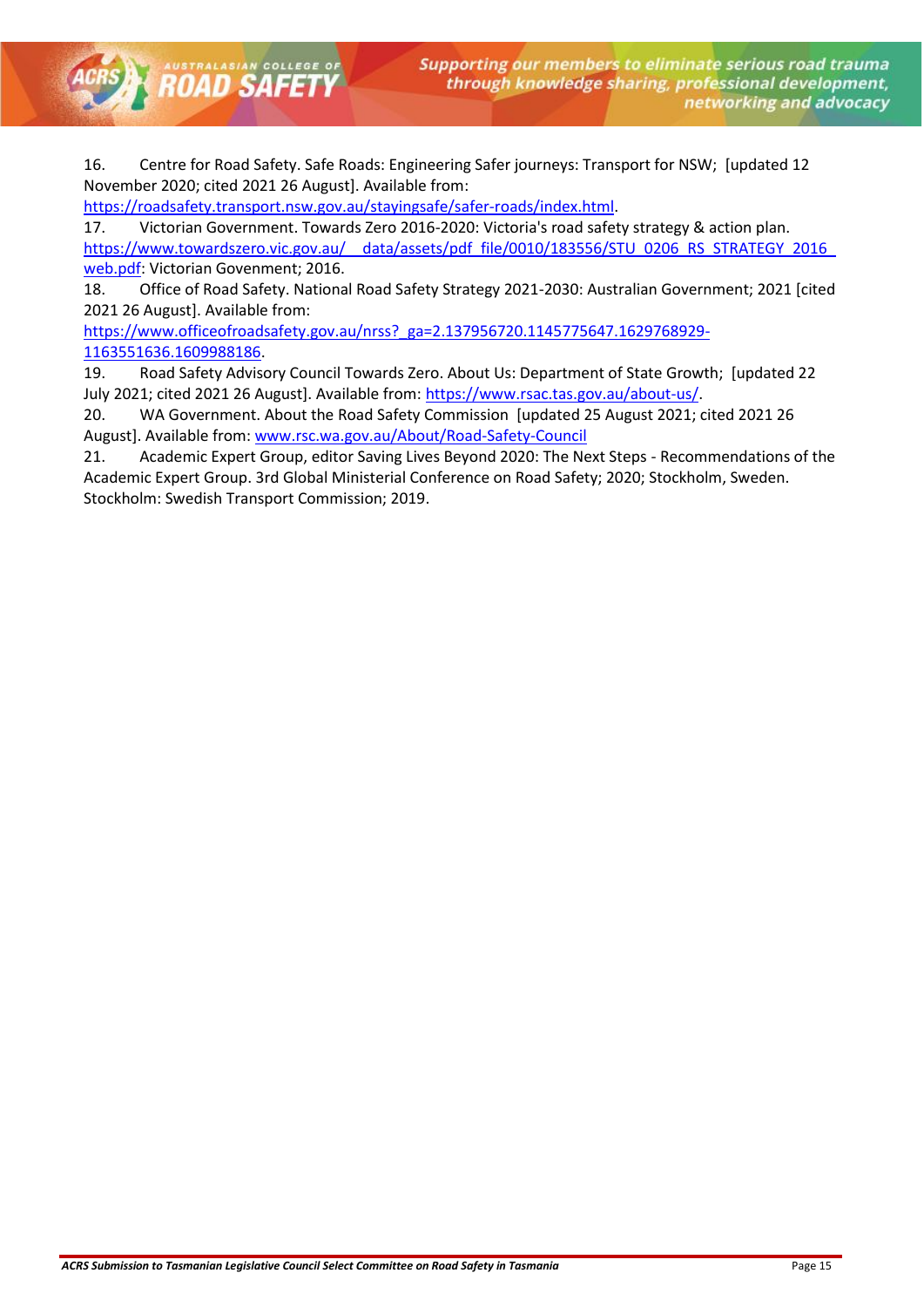16. Centre for Road Safety. Safe Roads: Engineering Safer journeys: Transport for NSW; [updated 12 November 2020; cited 2021 26 August]. Available from: https://roadsafety.transport.nsw.gov.au/stayingsafe/safer-roads/index.html.

17. Victorian Government. Towards Zero 2016-2020: Victoria's road safety strategy & action plan. https://www.towardszero.vic.gov.au/__data/assets/pdf_file/0010/183556/STU_0206_RS_STRATEGY_2016_web.pdf: Victorian Govenment; 2016.

18. Office of Road Safety. National Road Safety Strategy 2021-2030: Australian Government; 2021 [cited 2021 26 August]. Available from: https://www.officeofroadsafety.gov.au/nrss?_ga=2.137956720.1145775647.1629768929-1163551636.1609988186.

19. Road Safety Advisory Council Towards Zero. About Us: Department of State Growth; [updated 22 July 2021; cited 2021 26 August]. Available from: https://www.rsac.tas.gov.au/about-us/.

20. WA Government. About the Road Safety Commission [updated 25 August 2021; cited 2021 26 August]. Available from: www.rsc.wa.gov.au/About/Road-Safety-Council

21. Academic Expert Group, editor Saving Lives Beyond 2020: The Next Steps - Recommendations of the Academic Expert Group. 3rd Global Ministerial Conference on Road Safety; 2020; Stockholm, Sweden. Stockholm: Swedish Transport Commission; 2019.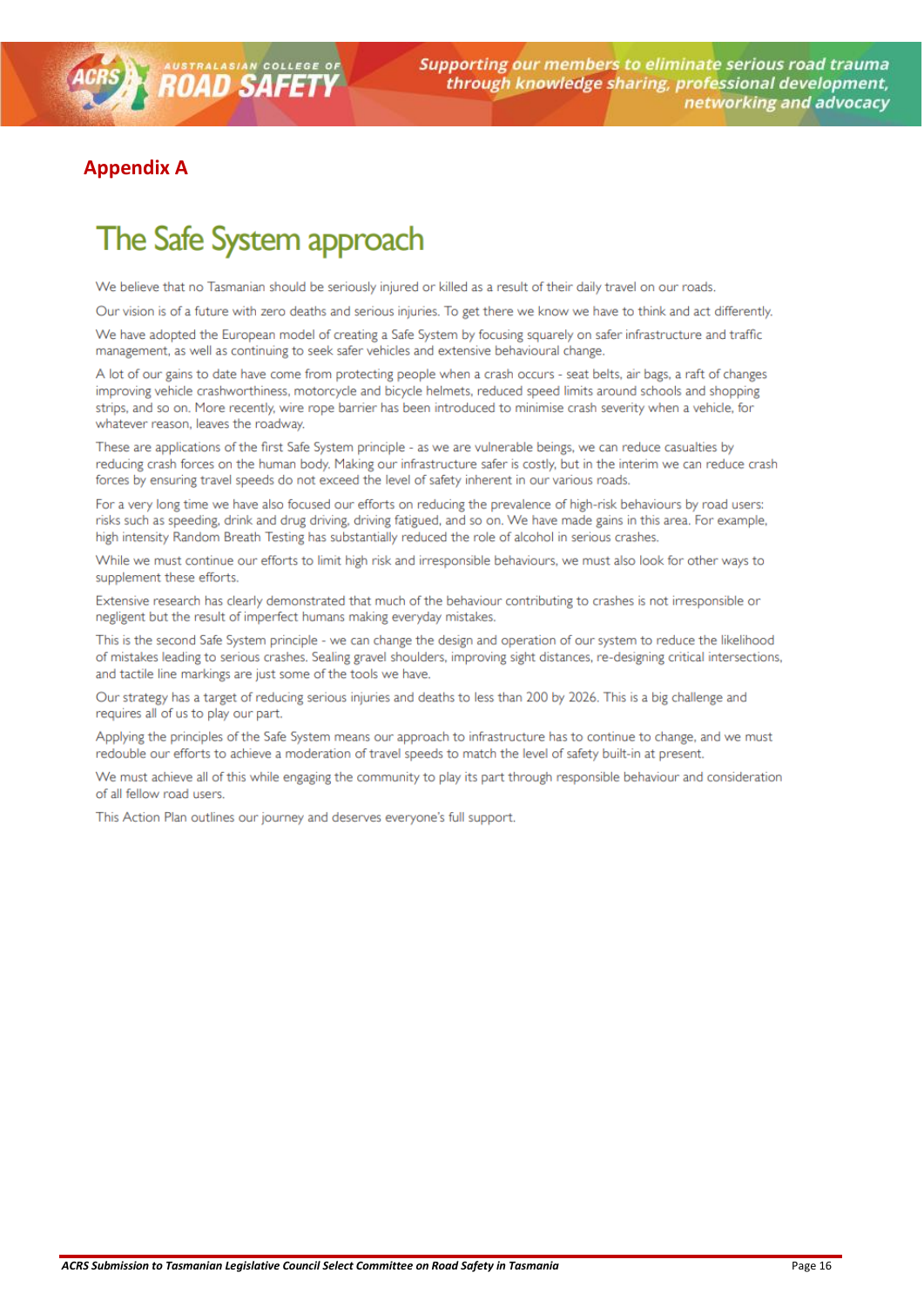## Appendix A

# The Safe System approach

We believe that no Tasmanian should be seriously injured or killed as a result of their daily travel on our roads.

Our vision is of a future with zero deaths and serious injuries. To get there we know we have to think and act differently.

We have adopted the European model of creating a Safe System by focusing squarely on safer infrastructure and traffic management, as well as continuing to seek safer vehicles and extensive behavioural change.

A lot of our gains to date have come from protecting people when a crash occurs - seat belts, air bags, a raft of changes improving vehicle crashworthiness, motorcycle and bicycle helmets, reduced speed limits around schools and shopping strips, and so on. More recently, wire rope barrier has been introduced to minimise crash severity when a vehicle, for whatever reason, leaves the roadway.

These are applications of the first Safe System principle - as we are vulnerable beings, we can reduce casualties by reducing crash forces on the human body. Making our infrastructure safer is costly, but in the interim we can reduce crash forces by ensuring travel speeds do not exceed the level of safety inherent in our various roads.

For a very long time we have also focused our efforts on reducing the prevalence of high-risk behaviours by road users: risks such as speeding, drink and drug driving, driving fatigued, and so on. We have made gains in this area. For example, high intensity Random Breath Testing has substantially reduced the role of alcohol in serious crashes.

While we must continue our efforts to limit high risk and irresponsible behaviours, we must also look for other ways to supplement these efforts.

Extensive research has clearly demonstrated that much of the behaviour contributing to crashes is not irresponsible or negligent but the result of imperfect humans making everyday mistakes.

This is the second Safe System principle - we can change the design and operation of our system to reduce the likelihood of mistakes leading to serious crashes. Sealing gravel shoulders, improving sight distances, re-designing critical intersections, and tactile line markings are just some of the tools we have.

Our strategy has a target of reducing serious injuries and deaths to less than 200 by 2026. This is a big challenge and requires all of us to play our part.

Applying the principles of the Safe System means our approach to infrastructure has to continue to change, and we must redouble our efforts to achieve a moderation of travel speeds to match the level of safety built-in at present.

We must achieve all of this while engaging the community to play its part through responsible behaviour and consideration of all fellow road users.

This Action Plan outlines our journey and deserves everyone's full support.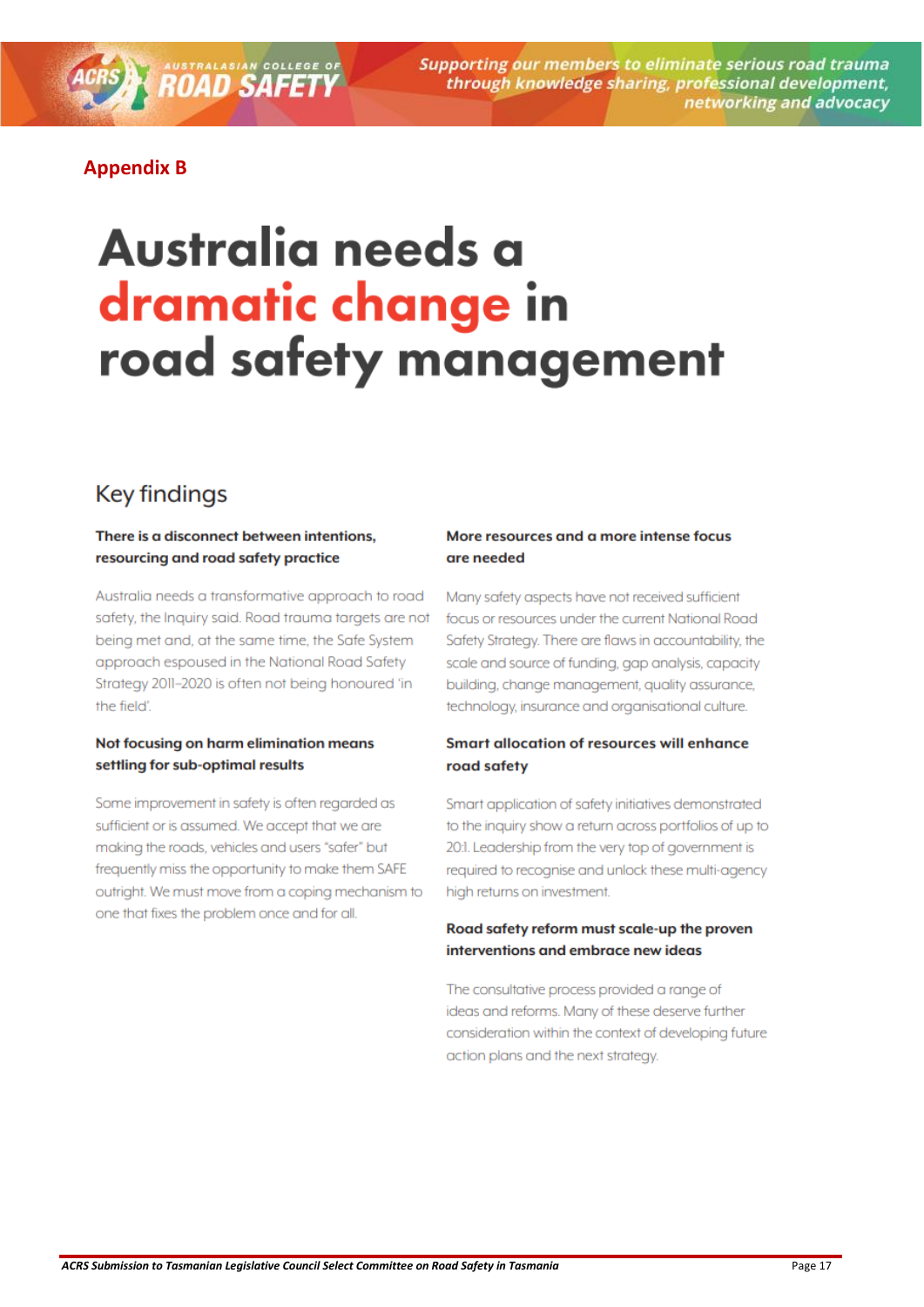## Appendix B

# Australia needs a dramatic change in road safety management

## Key findings

### There is a disconnect between intentions, resourcing and road safety practice

Australia needs a transformative approach to road safety, the Inquiry said. Road trauma targets are not being met and, at the same time, the Safe System approach espoused in the National Road Safety Strategy 2011–2020 is often not being honoured 'in the field'.

### Not focusing on harm elimination means settling for sub-optimal results

Some improvement in safety is often regarded as sufficient or is assumed. We accept that we are making the roads, vehicles and users "safer" but frequently miss the opportunity to make them SAFE outright. We must move from a coping mechanism to one that fixes the problem once and for all.

### More resources and a more intense focus are needed

Many safety aspects have not received sufficient focus or resources under the current National Road Safety Strategy. There are flaws in accountability, the scale and source of funding, gap analysis, capacity building, change management, quality assurance, technology, insurance and organisational culture.

### Smart allocation of resources will enhance road safety

Smart application of safety initiatives demonstrated to the inquiry show a return across portfolios of up to 20:1. Leadership from the very top of government is required to recognise and unlock these multi-agency high returns on investment.

### Road safety reform must scale-up the proven interventions and embrace new ideas

The consultative process provided a range of ideas and reforms. Many of these deserve further consideration within the context of developing future action plans and the next strategy.